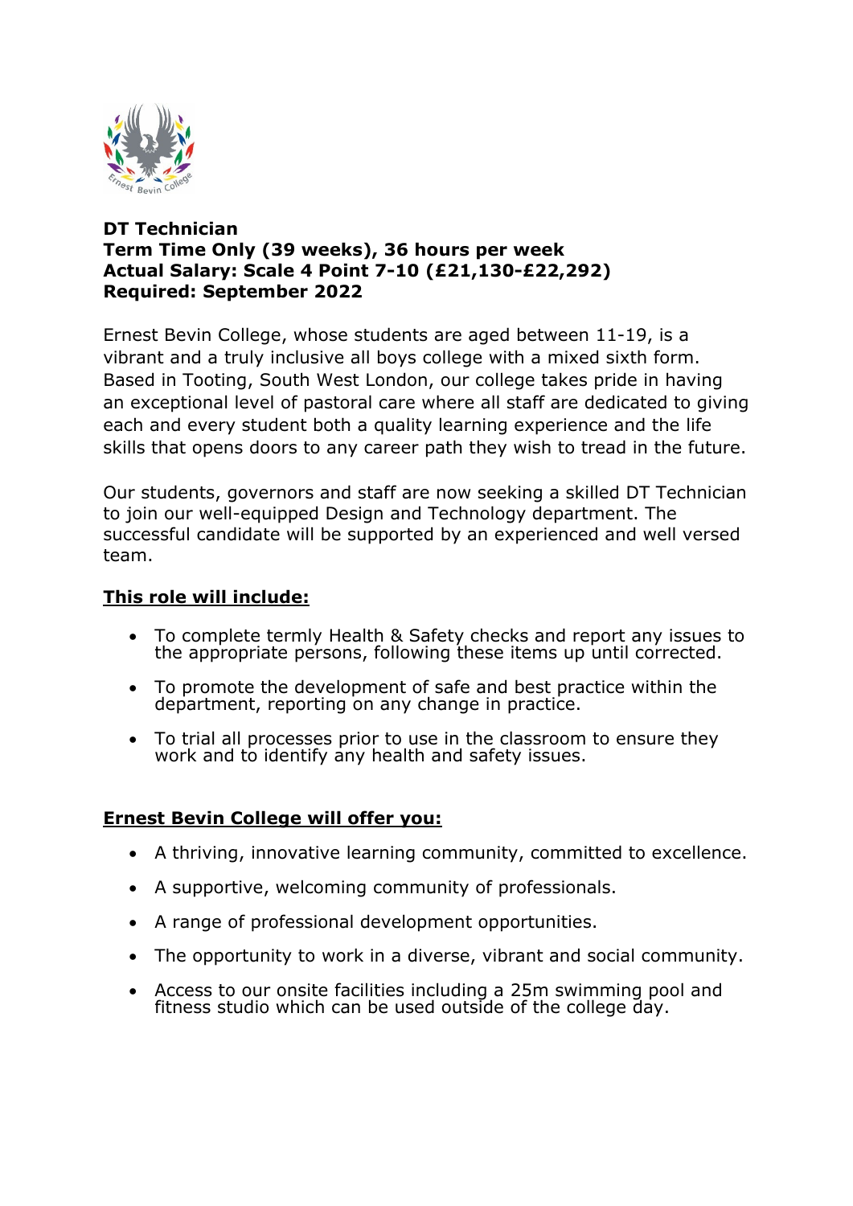**DT Technician**
**Term Time Only (39 weeks), 36 hours per week**
**Actual Salary: Scale 4 Point 7-10 (£21,130-£22,292)**
**Required: September 2022**

Ernest Bevin College, whose students are aged between 11-19, is a vibrant and a truly inclusive all boys college with a mixed sixth form. Based in Tooting, South West London, our college takes pride in having an exceptional level of pastoral care where all staff are dedicated to giving each and every student both a quality learning experience and the life skills that opens doors to any career path they wish to tread in the future.

Our students, governors and staff are now seeking a skilled DT Technician to join our well-equipped Design and Technology department. The successful candidate will be supported by an experienced and well versed team.

## **This role will include:**

- To complete termly Health & Safety checks and report any issues to the appropriate persons, following these items up until corrected.
- To promote the development of safe and best practice within the department, reporting on any change in practice.
- To trial all processes prior to use in the classroom to ensure they work and to identify any health and safety issues.

## **Ernest Bevin College will offer you:**

- A thriving, innovative learning community, committed to excellence.
- A supportive, welcoming community of professionals.
- A range of professional development opportunities.
- The opportunity to work in a diverse, vibrant and social community.
- Access to our onsite facilities including a 25m swimming pool and fitness studio which can be used outside of the college day.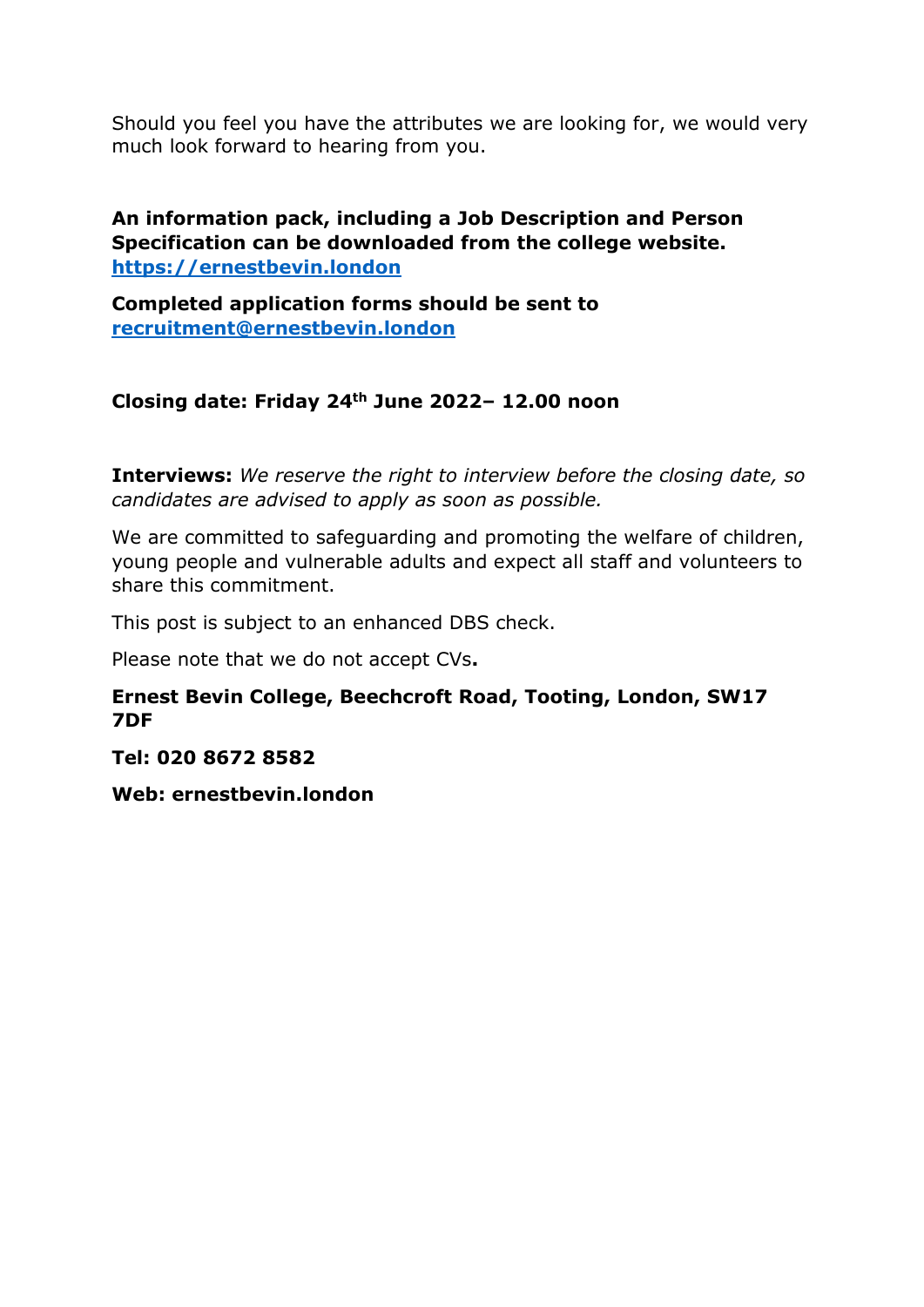Should you feel you have the attributes we are looking for, we would very much look forward to hearing from you.

**An information pack, including a Job Description and Person Specification can be downloaded from the college website.** **https://ernestbevin.london**

**Completed application forms should be sent to** **recruitment@ernestbevin.london**

**Closing date: Friday 24th June 2022– 12.00 noon**

**Interviews:** *We reserve the right to interview before the closing date, so candidates are advised to apply as soon as possible.*

We are committed to safeguarding and promoting the welfare of children, young people and vulnerable adults and expect all staff and volunteers to share this commitment.

This post is subject to an enhanced DBS check.

Please note that we do not accept CVs**.**

**Ernest Bevin College, Beechcroft Road, Tooting, London, SW17 7DF**

**Tel: 020 8672 8582**

**Web: ernestbevin.london**